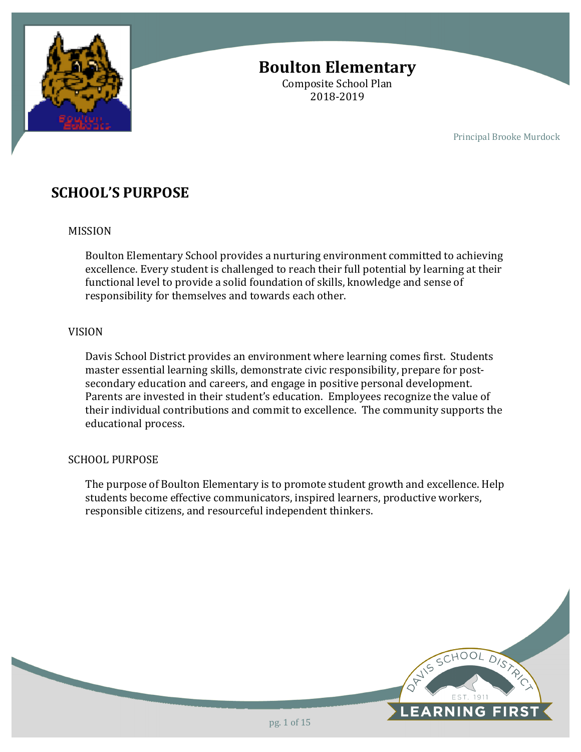# Boulton Elementary

Composite School Plan
2018-2019

Principal Brooke Murdock

## SCHOOL'S PURPOSE

### MISSION

Boulton Elementary School provides a nurturing environment committed to achieving excellence. Every student is challenged to reach their full potential by learning at their functional level to provide a solid foundation of skills, knowledge and sense of responsibility for themselves and towards each other.

### VISION

Davis School District provides an environment where learning comes first. Students master essential learning skills, demonstrate civic responsibility, prepare for post-secondary education and careers, and engage in positive personal development. Parents are invested in their student's education. Employees recognize the value of their individual contributions and commit to excellence. The community supports the educational process.

### SCHOOL PURPOSE

The purpose of Boulton Elementary is to promote student growth and excellence. Help students become effective communicators, inspired learners, productive workers, responsible citizens, and resourceful independent thinkers.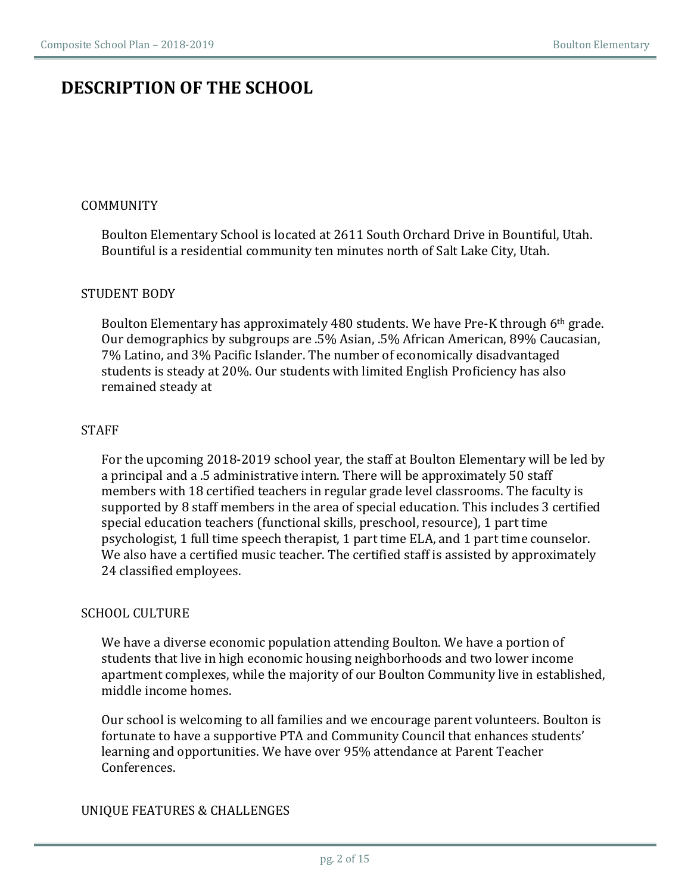# DESCRIPTION OF THE SCHOOL

## COMMUNITY

Boulton Elementary School is located at 2611 South Orchard Drive in Bountiful, Utah. Bountiful is a residential community ten minutes north of Salt Lake City, Utah.

## STUDENT BODY

Boulton Elementary has approximately 480 students. We have Pre-K through 6th grade. Our demographics by subgroups are .5% Asian, .5% African American, 89% Caucasian, 7% Latino, and 3% Pacific Islander. The number of economically disadvantaged students is steady at 20%. Our students with limited English Proficiency has also remained steady at

## STAFF

For the upcoming 2018-2019 school year, the staff at Boulton Elementary will be led by a principal and a .5 administrative intern. There will be approximately 50 staff members with 18 certified teachers in regular grade level classrooms. The faculty is supported by 8 staff members in the area of special education. This includes 3 certified special education teachers (functional skills, preschool, resource), 1 part time psychologist, 1 full time speech therapist, 1 part time ELA, and 1 part time counselor. We also have a certified music teacher. The certified staff is assisted by approximately 24 classified employees.

## SCHOOL CULTURE

We have a diverse economic population attending Boulton. We have a portion of students that live in high economic housing neighborhoods and two lower income apartment complexes, while the majority of our Boulton Community live in established, middle income homes.

Our school is welcoming to all families and we encourage parent volunteers. Boulton is fortunate to have a supportive PTA and Community Council that enhances students' learning and opportunities. We have over 95% attendance at Parent Teacher Conferences.

## UNIQUE FEATURES & CHALLENGES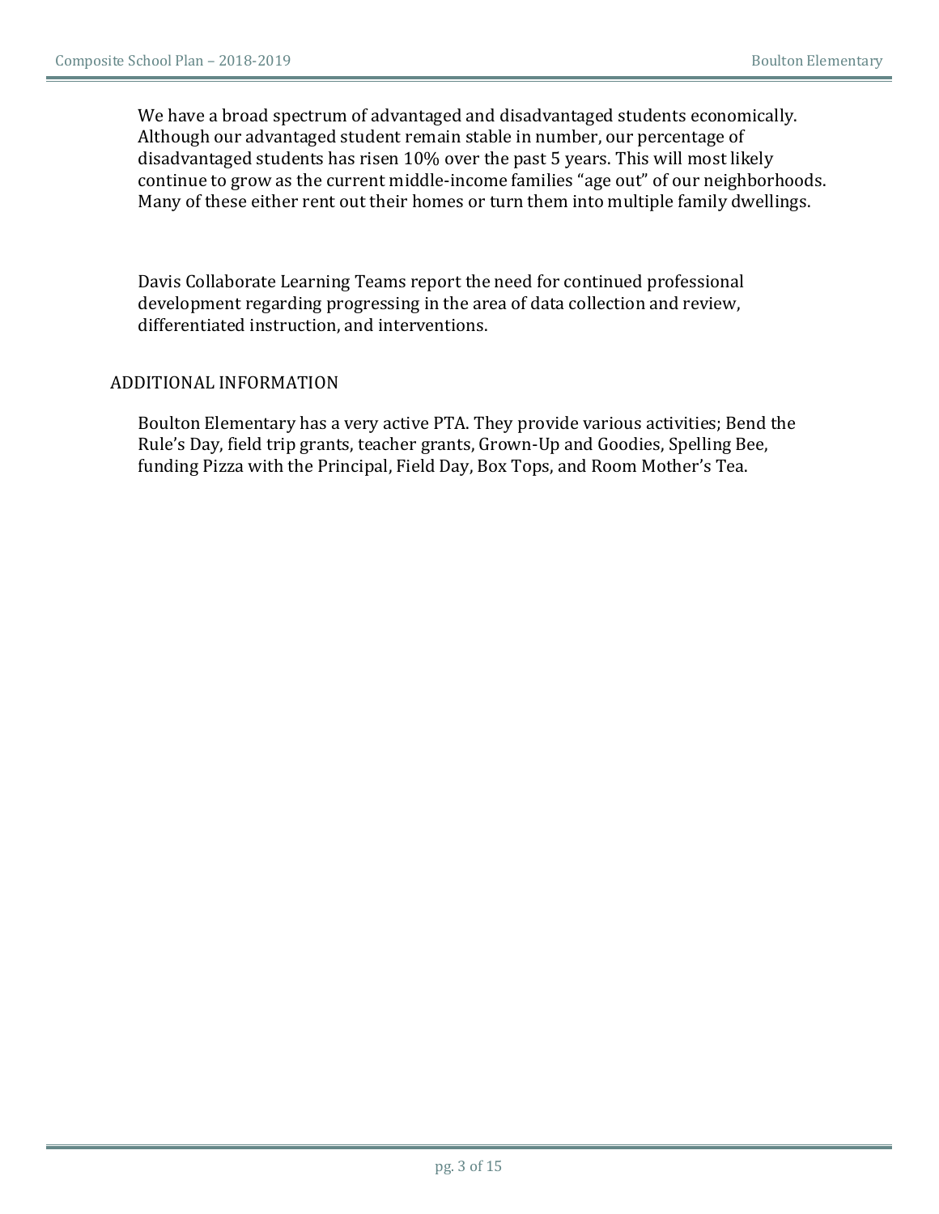We have a broad spectrum of advantaged and disadvantaged students economically. Although our advantaged student remain stable in number, our percentage of disadvantaged students has risen 10% over the past 5 years. This will most likely continue to grow as the current middle-income families "age out" of our neighborhoods. Many of these either rent out their homes or turn them into multiple family dwellings.

Davis Collaborate Learning Teams report the need for continued professional development regarding progressing in the area of data collection and review, differentiated instruction, and interventions.

## ADDITIONAL INFORMATION

Boulton Elementary has a very active PTA. They provide various activities; Bend the Rule's Day, field trip grants, teacher grants, Grown-Up and Goodies, Spelling Bee, funding Pizza with the Principal, Field Day, Box Tops, and Room Mother's Tea.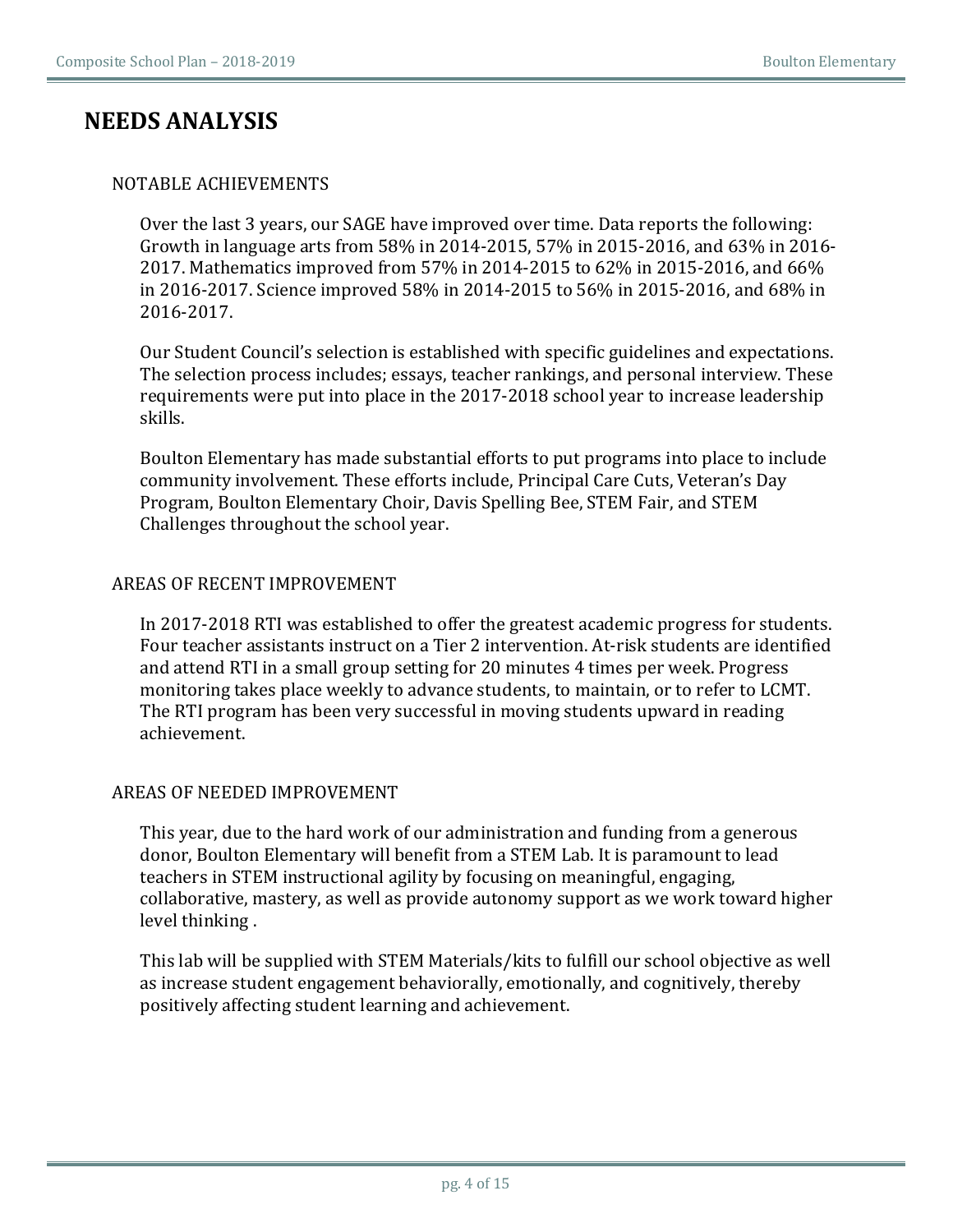# NEEDS ANALYSIS

## NOTABLE ACHIEVEMENTS

Over the last 3 years, our SAGE have improved over time. Data reports the following: Growth in language arts from 58% in 2014-2015, 57% in 2015-2016, and 63% in 2016-2017. Mathematics improved from 57% in 2014-2015 to 62% in 2015-2016, and 66% in 2016-2017. Science improved 58% in 2014-2015 to 56% in 2015-2016, and 68% in 2016-2017.

Our Student Council's selection is established with specific guidelines and expectations. The selection process includes; essays, teacher rankings, and personal interview. These requirements were put into place in the 2017-2018 school year to increase leadership skills.

Boulton Elementary has made substantial efforts to put programs into place to include community involvement. These efforts include, Principal Care Cuts, Veteran's Day Program, Boulton Elementary Choir, Davis Spelling Bee, STEM Fair, and STEM Challenges throughout the school year.

## AREAS OF RECENT IMPROVEMENT

In 2017-2018 RTI was established to offer the greatest academic progress for students. Four teacher assistants instruct on a Tier 2 intervention. At-risk students are identified and attend RTI in a small group setting for 20 minutes 4 times per week. Progress monitoring takes place weekly to advance students, to maintain, or to refer to LCMT. The RTI program has been very successful in moving students upward in reading achievement.

## AREAS OF NEEDED IMPROVEMENT

This year, due to the hard work of our administration and funding from a generous donor, Boulton Elementary will benefit from a STEM Lab. It is paramount to lead teachers in STEM instructional agility by focusing on meaningful, engaging, collaborative, mastery, as well as provide autonomy support as we work toward higher level thinking .

This lab will be supplied with STEM Materials/kits to fulfill our school objective as well as increase student engagement behaviorally, emotionally, and cognitively, thereby positively affecting student learning and achievement.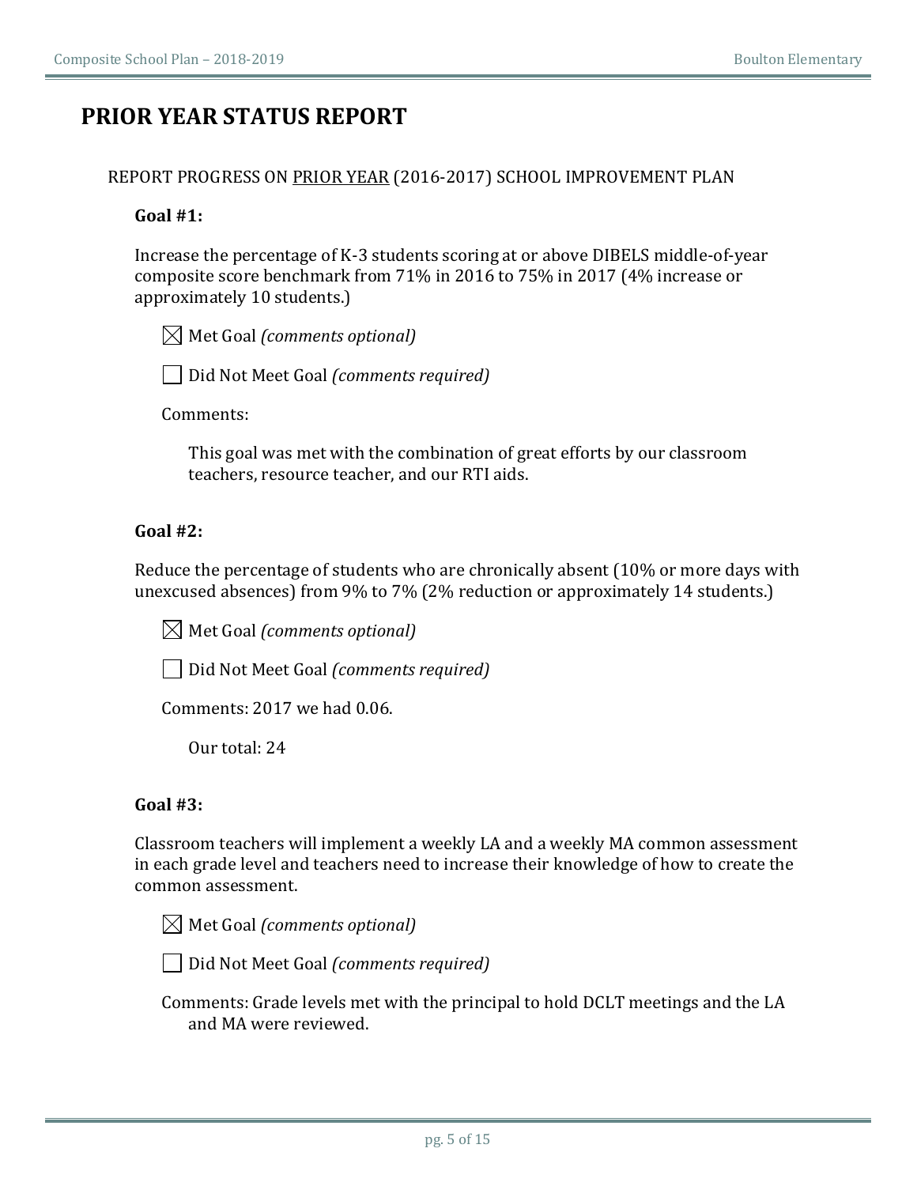# PRIOR YEAR STATUS REPORT

REPORT PROGRESS ON PRIOR YEAR (2016-2017) SCHOOL IMPROVEMENT PLAN

**Goal #1:**

Increase the percentage of K-3 students scoring at or above DIBELS middle-of-year composite score benchmark from 71% in 2016 to 75% in 2017 (4% increase or approximately 10 students.)

☒ Met Goal *(comments optional)*

☐ Did Not Meet Goal *(comments required)*

Comments:

This goal was met with the combination of great efforts by our classroom teachers, resource teacher, and our RTI aids.

**Goal #2:**

Reduce the percentage of students who are chronically absent (10% or more days with unexcused absences) from 9% to 7% (2% reduction or approximately 14 students.)

☒ Met Goal *(comments optional)*

☐ Did Not Meet Goal *(comments required)*

Comments: 2017 we had 0.06.

Our total: 24

**Goal #3:**

Classroom teachers will implement a weekly LA and a weekly MA common assessment in each grade level and teachers need to increase their knowledge of how to create the common assessment.

☒ Met Goal *(comments optional)*

☐ Did Not Meet Goal *(comments required)*

Comments: Grade levels met with the principal to hold DCLT meetings and the LA and MA were reviewed.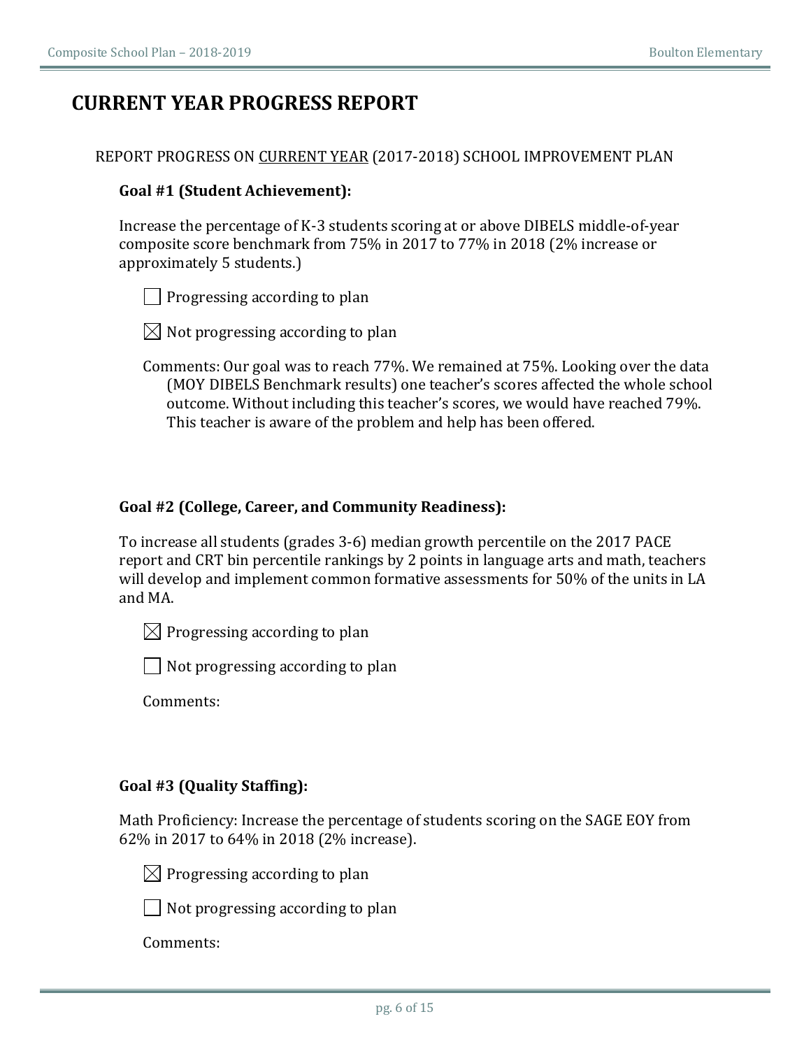# CURRENT YEAR PROGRESS REPORT

REPORT PROGRESS ON CURRENT YEAR (2017-2018) SCHOOL IMPROVEMENT PLAN

**Goal #1 (Student Achievement):**

Increase the percentage of K-3 students scoring at or above DIBELS middle-of-year composite score benchmark from 75% in 2017 to 77% in 2018 (2% increase or approximately 5 students.)

☐ Progressing according to plan

☒ Not progressing according to plan

Comments: Our goal was to reach 77%. We remained at 75%. Looking over the data (MOY DIBELS Benchmark results) one teacher's scores affected the whole school outcome. Without including this teacher's scores, we would have reached 79%. This teacher is aware of the problem and help has been offered.

**Goal #2 (College, Career, and Community Readiness):**

To increase all students (grades 3-6) median growth percentile on the 2017 PACE report and CRT bin percentile rankings by 2 points in language arts and math, teachers will develop and implement common formative assessments for 50% of the units in LA and MA.

☒ Progressing according to plan

☐ Not progressing according to plan

Comments:

**Goal #3 (Quality Staffing):**

Math Proficiency: Increase the percentage of students scoring on the SAGE EOY from 62% in 2017 to 64% in 2018 (2% increase).

☒ Progressing according to plan

☐ Not progressing according to plan

Comments: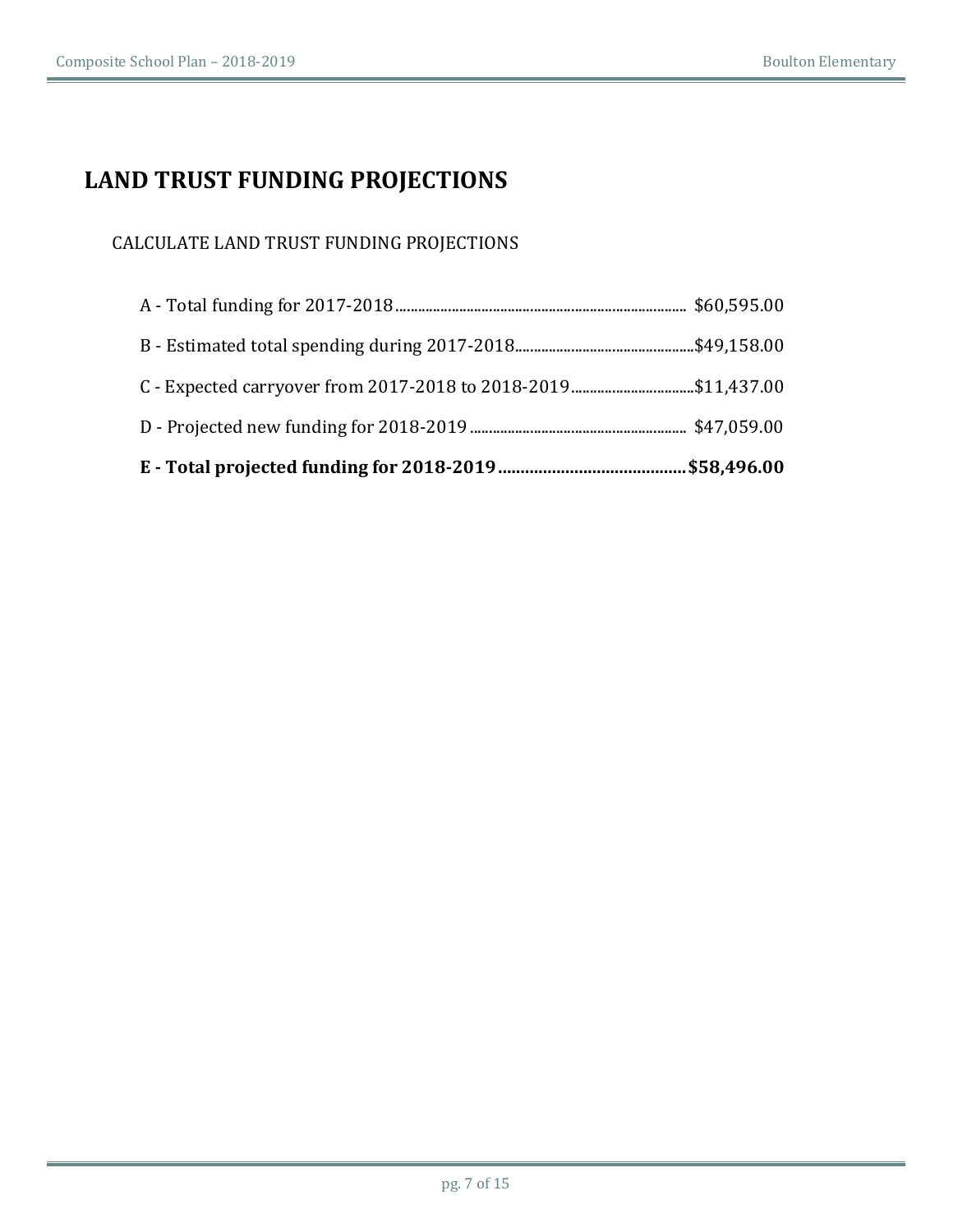# LAND TRUST FUNDING PROJECTIONS

## CALCULATE LAND TRUST FUNDING PROJECTIONS

A - Total funding for 2017-2018 ............................................................ $60,595.00

B - Estimated total spending during 2017-2018 ............................................ $49,158.00

C - Expected carryover from 2017-2018 to 2018-2019 .............................. $11,437.00

D - Projected new funding for 2018-2019 ..................................................... $47,059.00

**E - Total projected funding for 2018-2019 ........................................ $58,496.00**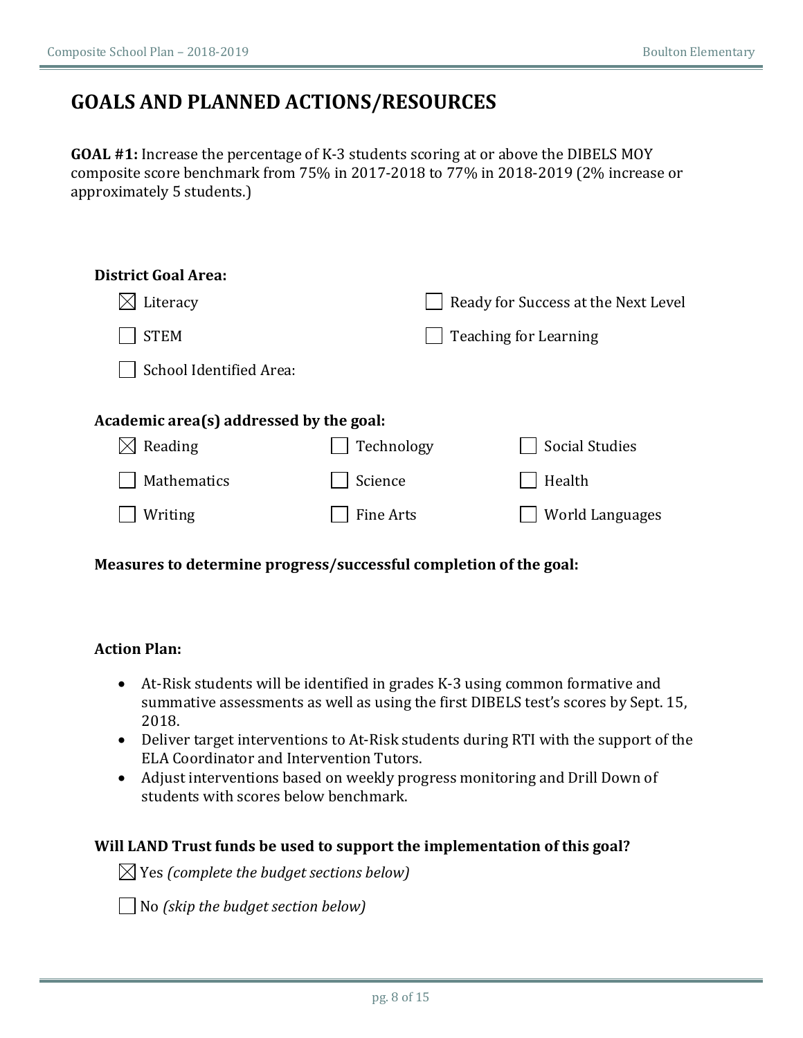## GOALS AND PLANNED ACTIONS/RESOURCES

**GOAL #1:** Increase the percentage of K-3 students scoring at or above the DIBELS MOY composite score benchmark from 75% in 2017-2018 to 77% in 2018-2019 (2% increase or approximately 5 students.)

**District Goal Area:**

- ☒ Literacy
- ☐ Ready for Success at the Next Level
- ☐ STEM
- ☐ Teaching for Learning
- ☐ School Identified Area:

**Academic area(s) addressed by the goal:**

- ☒ Reading
- ☐ Technology
- ☐ Social Studies
- ☐ Mathematics
- ☐ Science
- ☐ Health
- ☐ Writing
- ☐ Fine Arts
- ☐ World Languages

**Measures to determine progress/successful completion of the goal:**

**Action Plan:**

- At-Risk students will be identified in grades K-3 using common formative and summative assessments as well as using the first DIBELS test's scores by Sept. 15, 2018.
- Deliver target interventions to At-Risk students during RTI with the support of the ELA Coordinator and Intervention Tutors.
- Adjust interventions based on weekly progress monitoring and Drill Down of students with scores below benchmark.

**Will LAND Trust funds be used to support the implementation of this goal?**

☒ Yes *(complete the budget sections below)*

☐ No *(skip the budget section below)*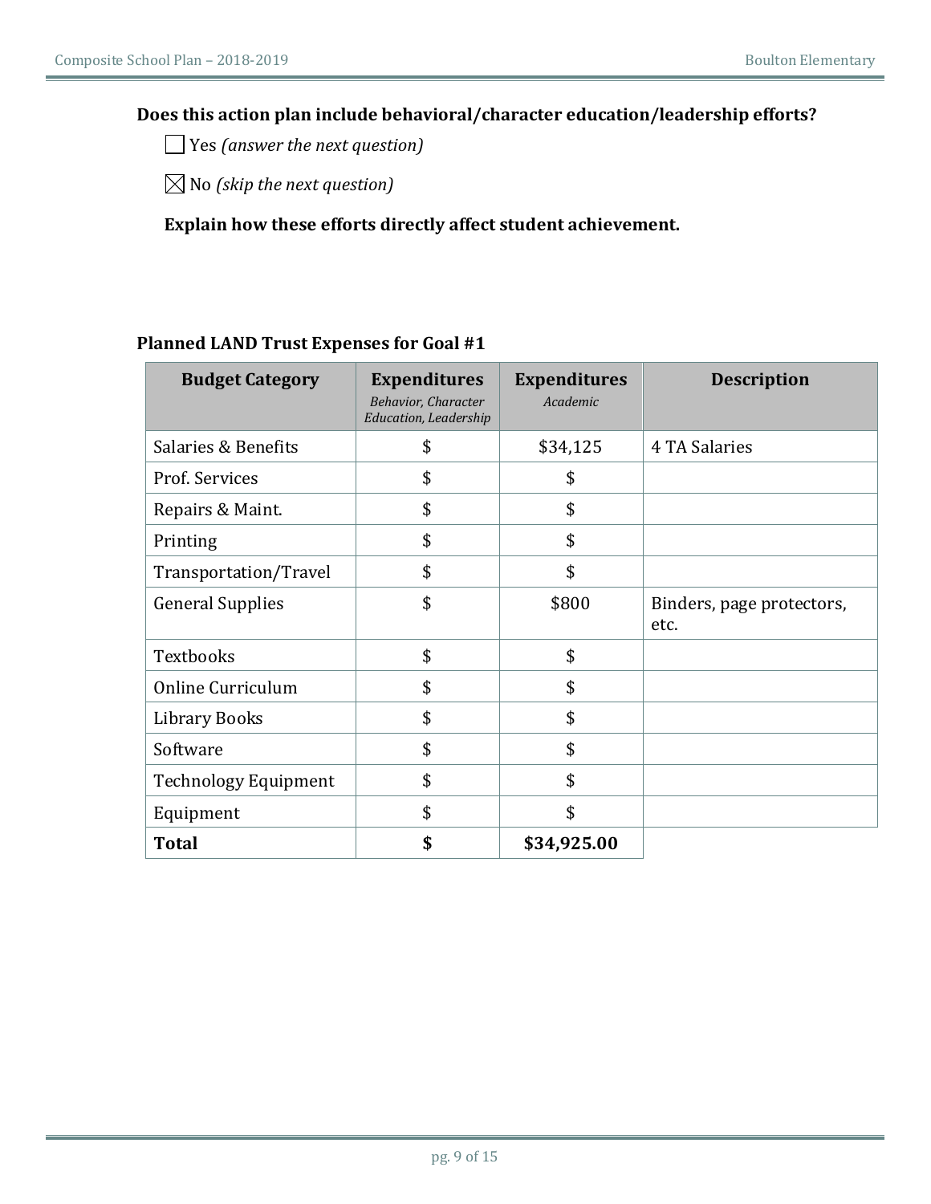**Does this action plan include behavioral/character education/leadership efforts?**

☐ Yes *(answer the next question)*

☒ No *(skip the next question)*

**Explain how these efforts directly affect student achievement.**

**Planned LAND Trust Expenses for Goal #1**

| Budget Category | Expenditures *Behavior, Character Education, Leadership* | Expenditures *Academic* | Description |
|---|---|---|---|
| Salaries & Benefits | $ | $34,125 | 4 TA Salaries |
| Prof. Services | $ | $ | |
| Repairs & Maint. | $ | $ | |
| Printing | $ | $ | |
| Transportation/Travel | $ | $ | |
| General Supplies | $ | $800 | Binders, page protectors, etc. |
| Textbooks | $ | $ | |
| Online Curriculum | $ | $ | |
| Library Books | $ | $ | |
| Software | $ | $ | |
| Technology Equipment | $ | $ | |
| Equipment | $ | $ | |
| **Total** | **$** | **$34,925.00** | |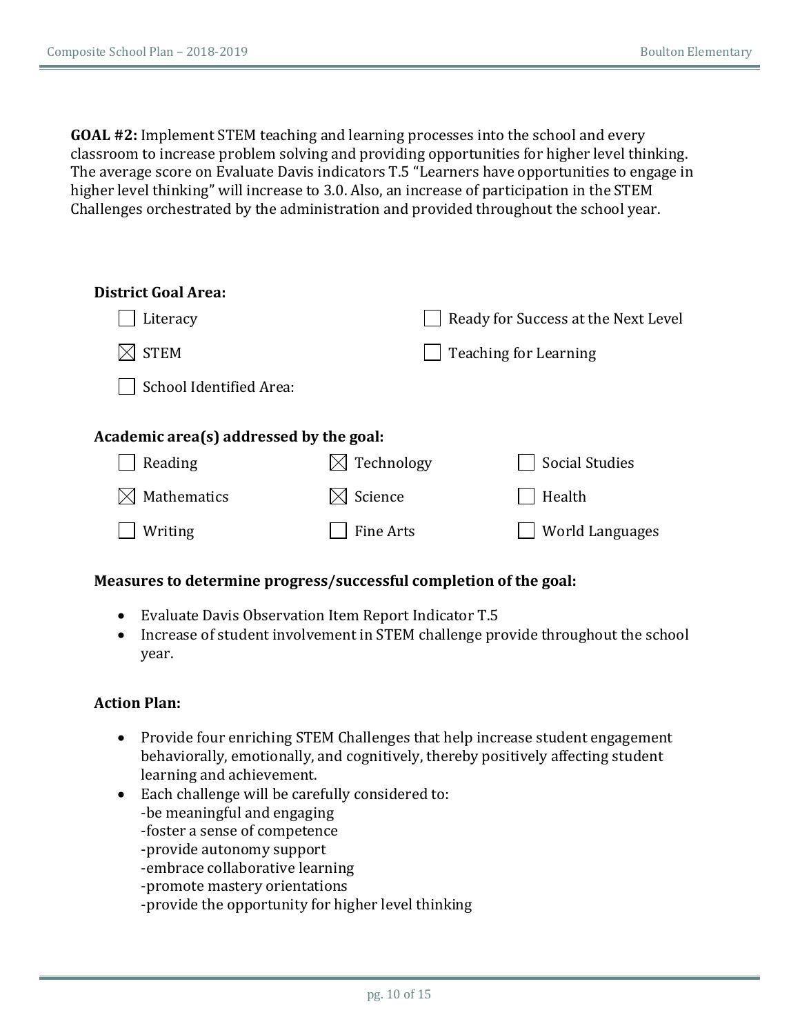**GOAL #2:** Implement STEM teaching and learning processes into the school and every classroom to increase problem solving and providing opportunities for higher level thinking. The average score on Evaluate Davis indicators T.5 "Learners have opportunities to engage in higher level thinking" will increase to 3.0. Also, an increase of participation in the STEM Challenges orchestrated by the administration and provided throughout the school year.

**District Goal Area:**

- ☐ Literacy
- ☐ Ready for Success at the Next Level
- ☒ STEM
- ☐ Teaching for Learning
- ☐ School Identified Area:

**Academic area(s) addressed by the goal:**

- ☐ Reading
- ☒ Technology
- ☐ Social Studies
- ☒ Mathematics
- ☒ Science
- ☐ Health
- ☐ Writing
- ☐ Fine Arts
- ☐ World Languages

**Measures to determine progress/successful completion of the goal:**

- Evaluate Davis Observation Item Report Indicator T.5
- Increase of student involvement in STEM challenge provide throughout the school year.

**Action Plan:**

- Provide four enriching STEM Challenges that help increase student engagement behaviorally, emotionally, and cognitively, thereby positively affecting student learning and achievement.
- Each challenge will be carefully considered to:
  -be meaningful and engaging
  -foster a sense of competence
  -provide autonomy support
  -embrace collaborative learning
  -promote mastery orientations
  -provide the opportunity for higher level thinking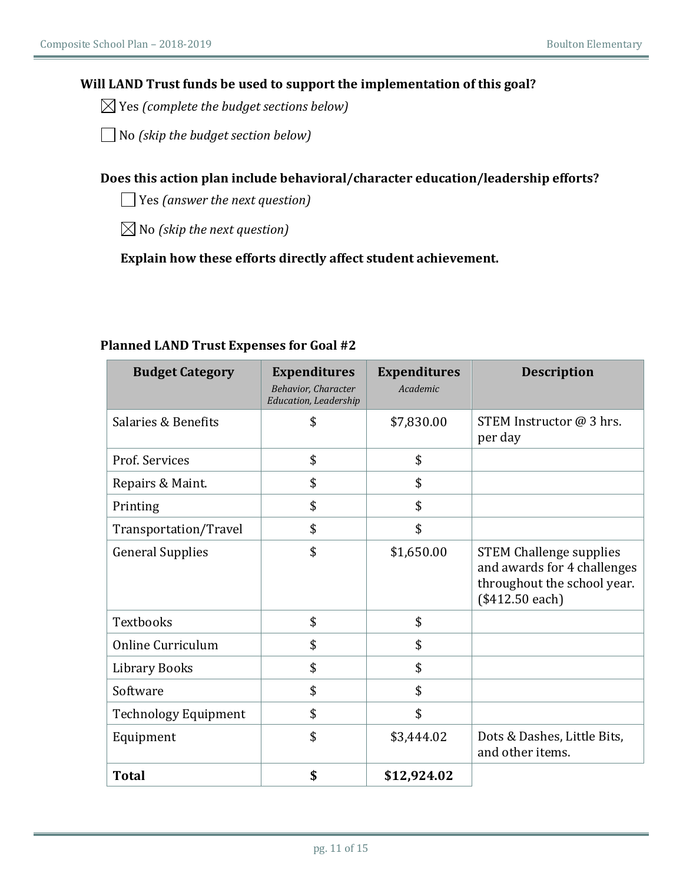**Will LAND Trust funds be used to support the implementation of this goal?**

☒ Yes *(complete the budget sections below)*

☐ No *(skip the budget section below)*

**Does this action plan include behavioral/character education/leadership efforts?**

☐ Yes *(answer the next question)*

☒ No *(skip the next question)*

**Explain how these efforts directly affect student achievement.**

**Planned LAND Trust Expenses for Goal #2**

| Budget Category | Expenditures *Behavior, Character Education, Leadership* | Expenditures *Academic* | Description |
|---|---|---|---|
| Salaries & Benefits | $ | $7,830.00 | STEM Instructor @ 3 hrs. per day |
| Prof. Services | $ | $ | |
| Repairs & Maint. | $ | $ | |
| Printing | $ | $ | |
| Transportation/Travel | $ | $ | |
| General Supplies | $ | $1,650.00 | STEM Challenge supplies and awards for 4 challenges throughout the school year. ($412.50 each) |
| Textbooks | $ | $ | |
| Online Curriculum | $ | $ | |
| Library Books | $ | $ | |
| Software | $ | $ | |
| Technology Equipment | $ | $ | |
| Equipment | $ | $3,444.02 | Dots & Dashes, Little Bits, and other items. |
| **Total** | **$** | **$12,924.02** | |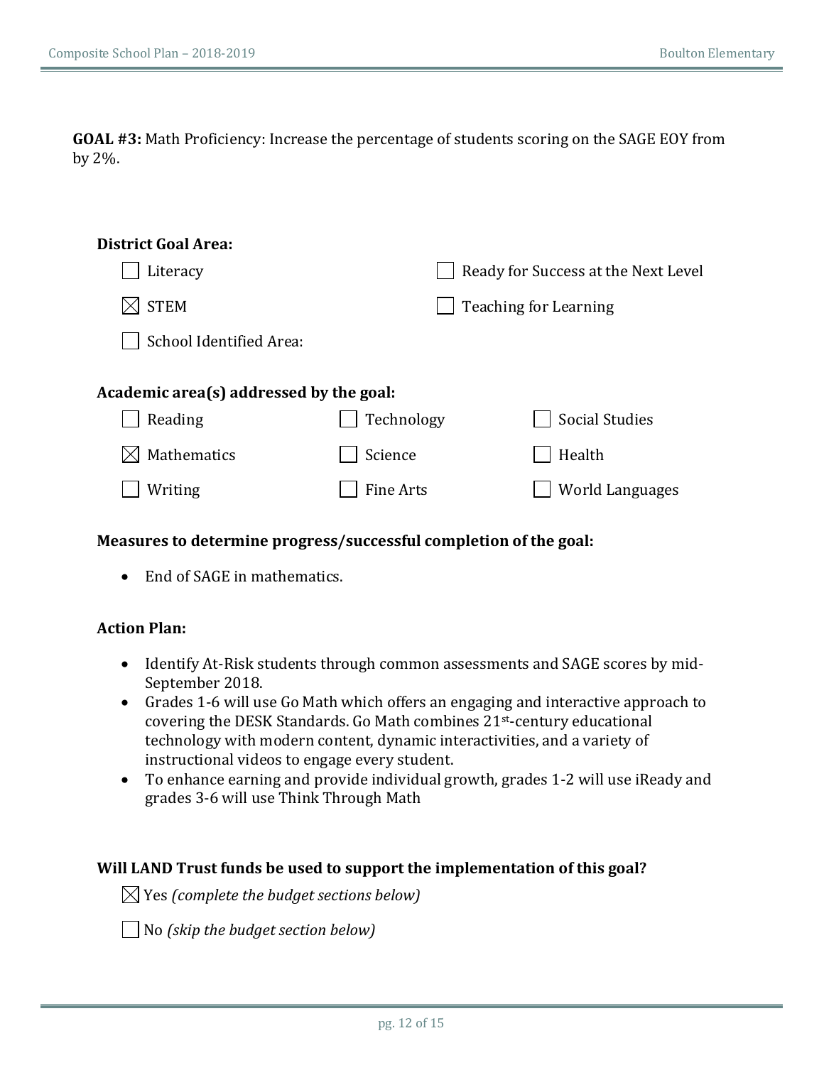**GOAL #3:** Math Proficiency: Increase the percentage of students scoring on the SAGE EOY from by 2%.

**District Goal Area:**

- ☐ Literacy
- ☐ Ready for Success at the Next Level
- ☒ STEM
- ☐ Teaching for Learning
- ☐ School Identified Area:

**Academic area(s) addressed by the goal:**

- ☐ Reading
- ☐ Technology
- ☐ Social Studies
- ☒ Mathematics
- ☐ Science
- ☐ Health
- ☐ Writing
- ☐ Fine Arts
- ☐ World Languages

**Measures to determine progress/successful completion of the goal:**

- End of SAGE in mathematics.

**Action Plan:**

- Identify At-Risk students through common assessments and SAGE scores by mid-September 2018.
- Grades 1-6 will use Go Math which offers an engaging and interactive approach to covering the DESK Standards. Go Math combines 21st-century educational technology with modern content, dynamic interactivities, and a variety of instructional videos to engage every student.
- To enhance earning and provide individual growth, grades 1-2 will use iReady and grades 3-6 will use Think Through Math

**Will LAND Trust funds be used to support the implementation of this goal?**

☒ Yes *(complete the budget sections below)*

☐ No *(skip the budget section below)*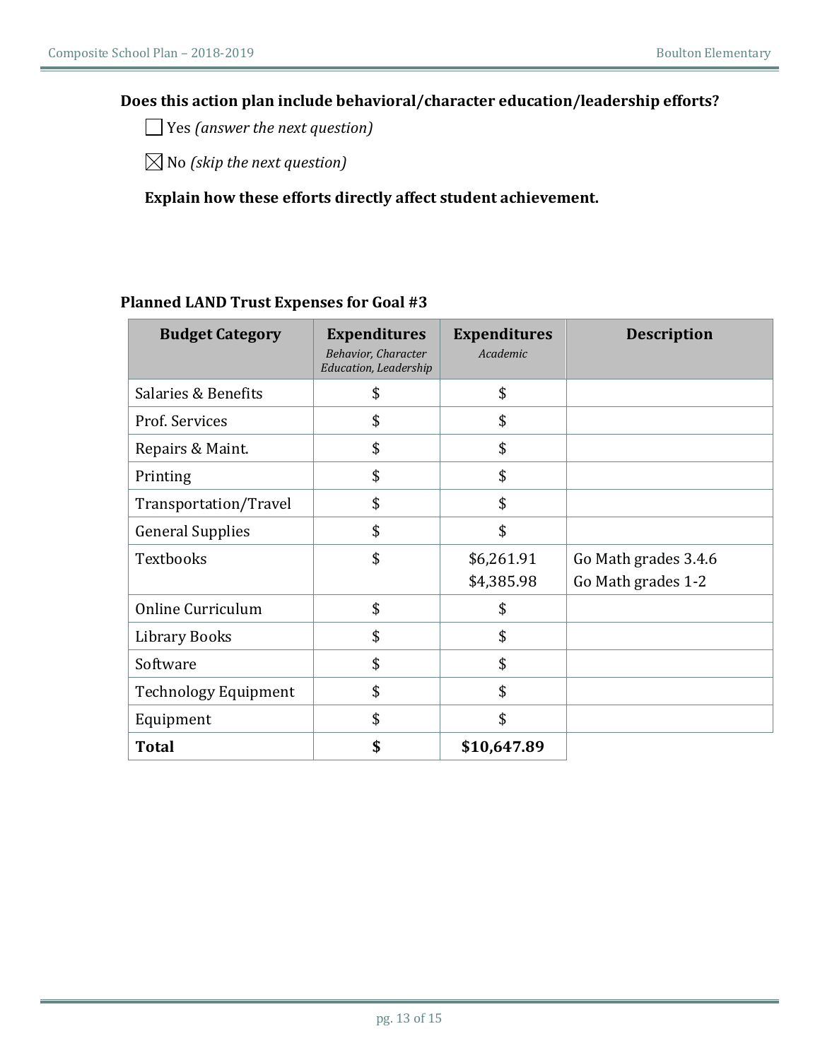**Does this action plan include behavioral/character education/leadership efforts?**

☐ Yes *(answer the next question)*

☒ No *(skip the next question)*

**Explain how these efforts directly affect student achievement.**

**Planned LAND Trust Expenses for Goal #3**

| Budget Category | Expenditures *Behavior, Character Education, Leadership* | Expenditures *Academic* | Description |
|---|---|---|---|
| Salaries & Benefits | $ | $ | |
| Prof. Services | $ | $ | |
| Repairs & Maint. | $ | $ | |
| Printing | $ | $ | |
| Transportation/Travel | $ | $ | |
| General Supplies | $ | $ | |
| Textbooks | $ | $6,261.91<br>$4,385.98 | Go Math grades 3.4.6<br>Go Math grades 1-2 |
| Online Curriculum | $ | $ | |
| Library Books | $ | $ | |
| Software | $ | $ | |
| Technology Equipment | $ | $ | |
| Equipment | $ | $ | |
| **Total** | **$** | **$10,647.89** | |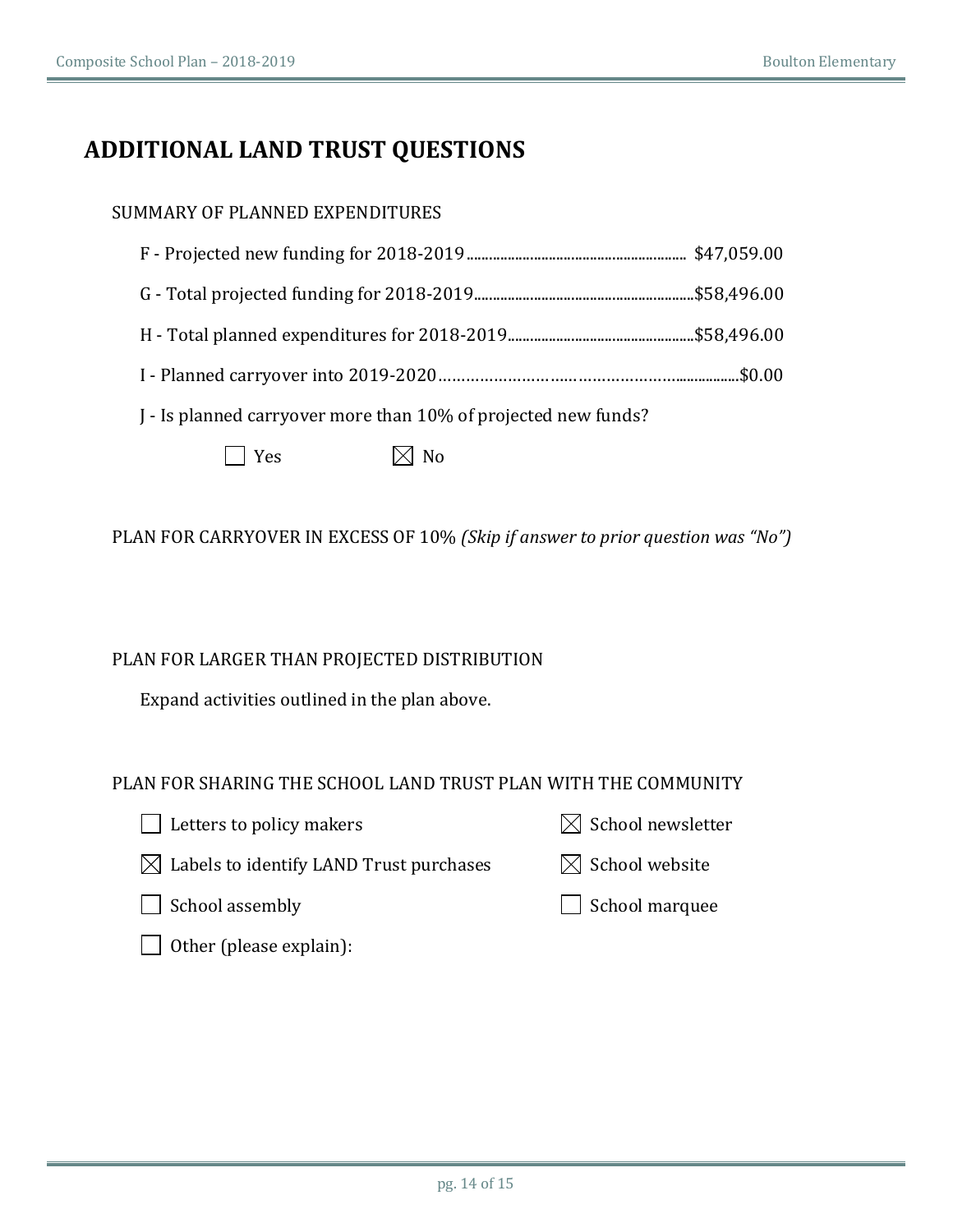# ADDITIONAL LAND TRUST QUESTIONS

SUMMARY OF PLANNED EXPENDITURES

F - Projected new funding for 2018-2019.......................................................... $47,059.00

G - Total projected funding for 2018-2019..........................................................$58,496.00

H - Total planned expenditures for 2018-2019..................................................$58,496.00

I - Planned carryover into 2019-2020…………………….………………….................$0.00

J - Is planned carryover more than 10% of projected new funds?

☐ Yes ☒ No

PLAN FOR CARRYOVER IN EXCESS OF 10% *(Skip if answer to prior question was "No")*

PLAN FOR LARGER THAN PROJECTED DISTRIBUTION

Expand activities outlined in the plan above.

PLAN FOR SHARING THE SCHOOL LAND TRUST PLAN WITH THE COMMUNITY

☐ Letters to policy makers

☒ School newsletter

☒ Labels to identify LAND Trust purchases

☒ School website

☐ School assembly

☐ School marquee

☐ Other (please explain):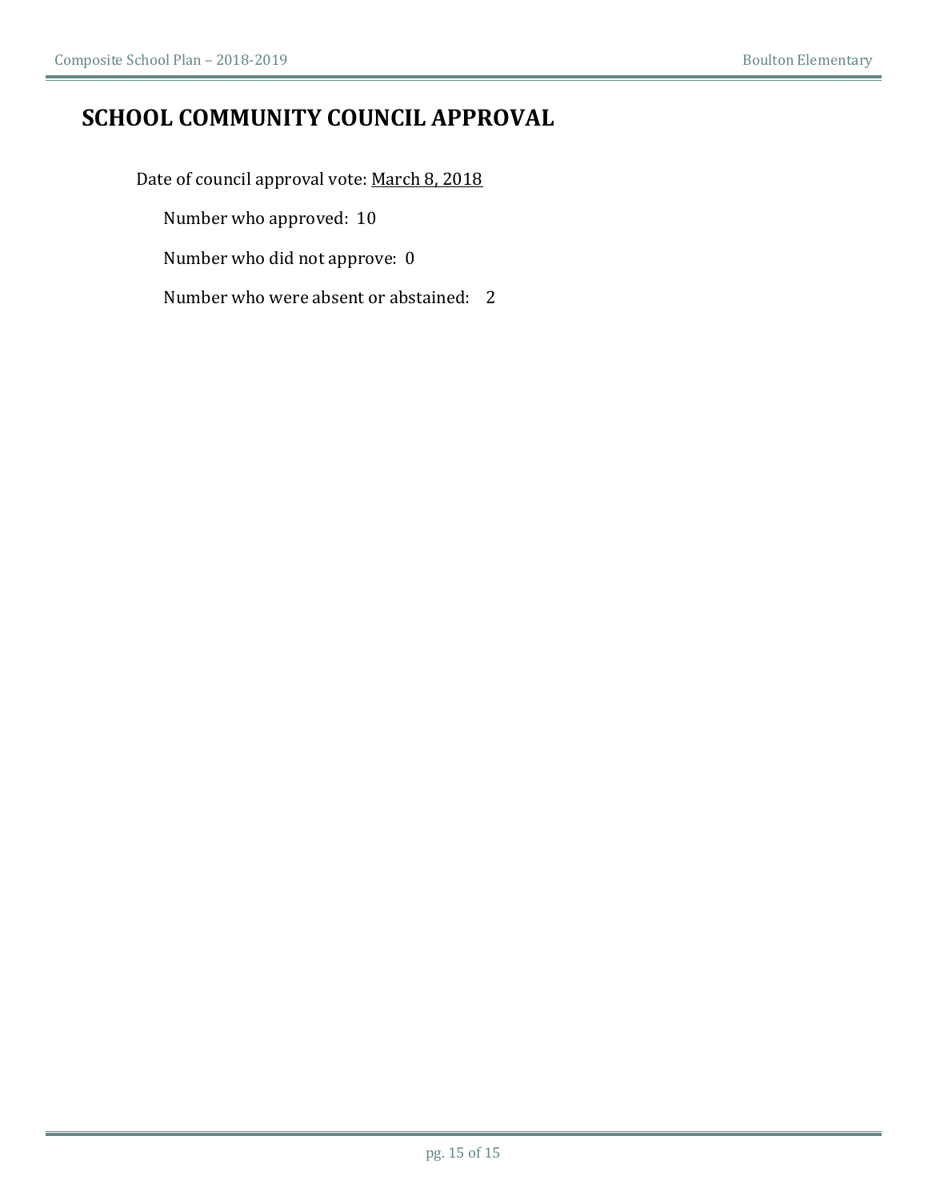# SCHOOL COMMUNITY COUNCIL APPROVAL

Date of council approval vote: March 8, 2018

Number who approved: 10

Number who did not approve: 0

Number who were absent or abstained: 2